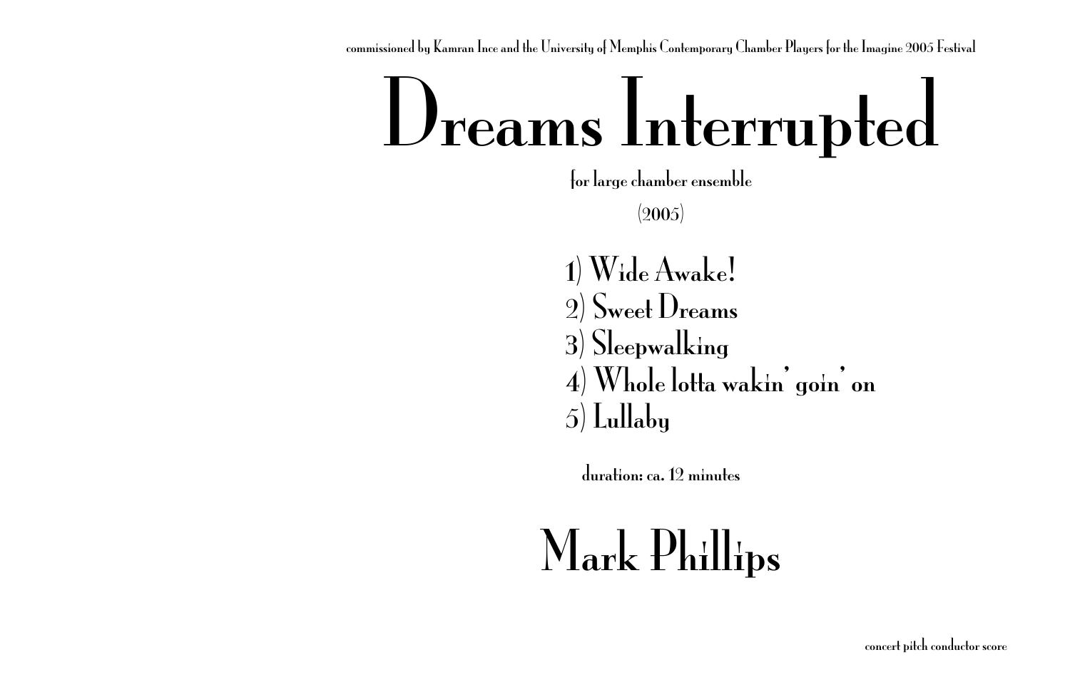commissioned by Kamran Ince and the University of Memphis Contemporary Chamber Players for the Imagine 2005 Festival

# Dreams Interrupted

for large chamber ensemble

(2005)

1) Wide Awake!
2) Sweet Dreams
3) Sleepwalking
4) Whole lotta wakin' goin' on
5) Lullaby

duration: ca. 12 minutes

## Mark Phillips

concert pitch conductor score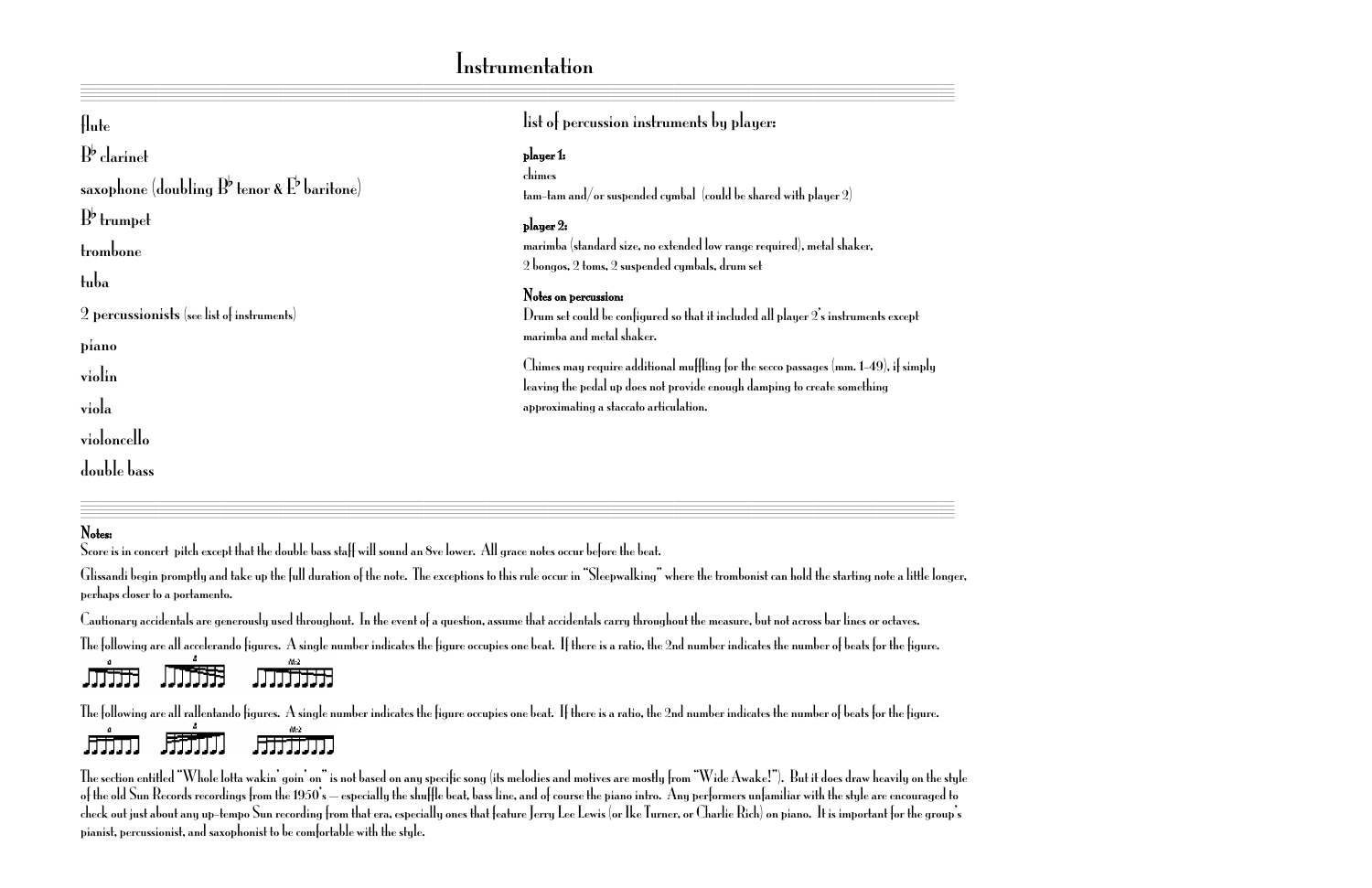# Instrumentation

flute

B♭ clarinet

saxophone (doubling B♭ tenor & E♭ baritone)

B♭ trumpet

trombone

tuba

2 percussionists (see list of instruments)

piano

violin

viola

violoncello

double bass

## list of percussion instruments by player:

**player 1:**
chimes
tam-tam and/or suspended cymbal (could be shared with player 2)

**player 2:**
marimba (standard size, no extended low range required), metal shaker,
2 bongos, 2 toms, 2 suspended cymbals, drum set

**Notes on percussion:**
Drum set could be configured so that it included all player 2's instruments except marimba and metal shaker.

Chimes may require additional muffling for the secco passages (mm. 1-49), if simply leaving the pedal up does not provide enough damping to create something approximating a staccato articulation.

**Notes:**

Score is in concert pitch except that the double bass staff will sound an 8ve lower. All grace notes occur before the beat.

Glissandi begin promptly and take up the full duration of the note. The exceptions to this rule occur in "Sleepwalking" where the trombonist can hold the starting note a little longer, perhaps closer to a portamento.

Cautionary accidentals are generously used throughout. In the event of a question, assume that accidentals carry throughout the measure, but not across bar lines or octaves.

The following are all accelerando figures. A single number indicates the figure occupies one beat. If there is a ratio, the 2nd number indicates the number of beats for the figure.

6 8 10:2

The following are all rallentando figures. A single number indicates the figure occupies one beat. If there is a ratio, the 2nd number indicates the number of beats for the figure.

6 8 10:2

The section entitled "Whole lotta wakin' goin' on" is not based on any specific song (its melodies and motives are mostly from "Wide Awake!"). But it does draw heavily on the style of the old Sun Records recordings from the 1950's — especially the shuffle beat, bass line, and of course the piano intro. Any performers unfamiliar with the style are encouraged to check out just about any up-tempo Sun recording from that era, especially ones that feature Jerry Lee Lewis (or Ike Turner, or Charlie Rich) on piano. It is important for the group's pianist, percussionist, and saxophonist to be comfortable with the style.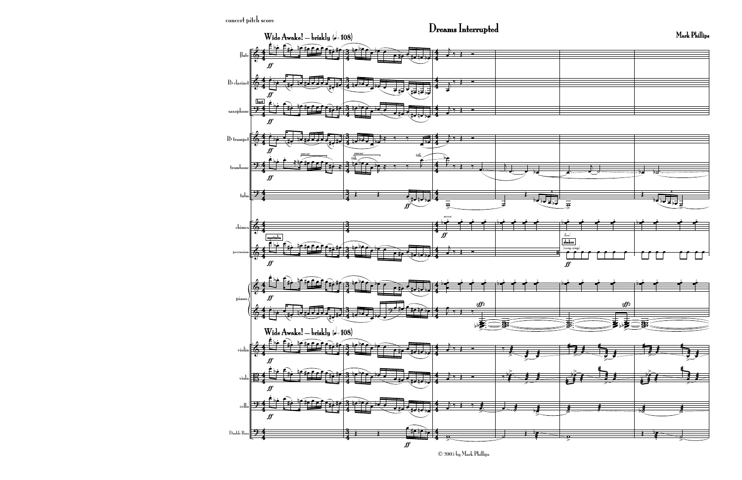concert pitch score

# Dreams Interrupted

**Mark Phillips**

Wide Awake! — briskly (♩= 108)

© 2005 by Mark Phillips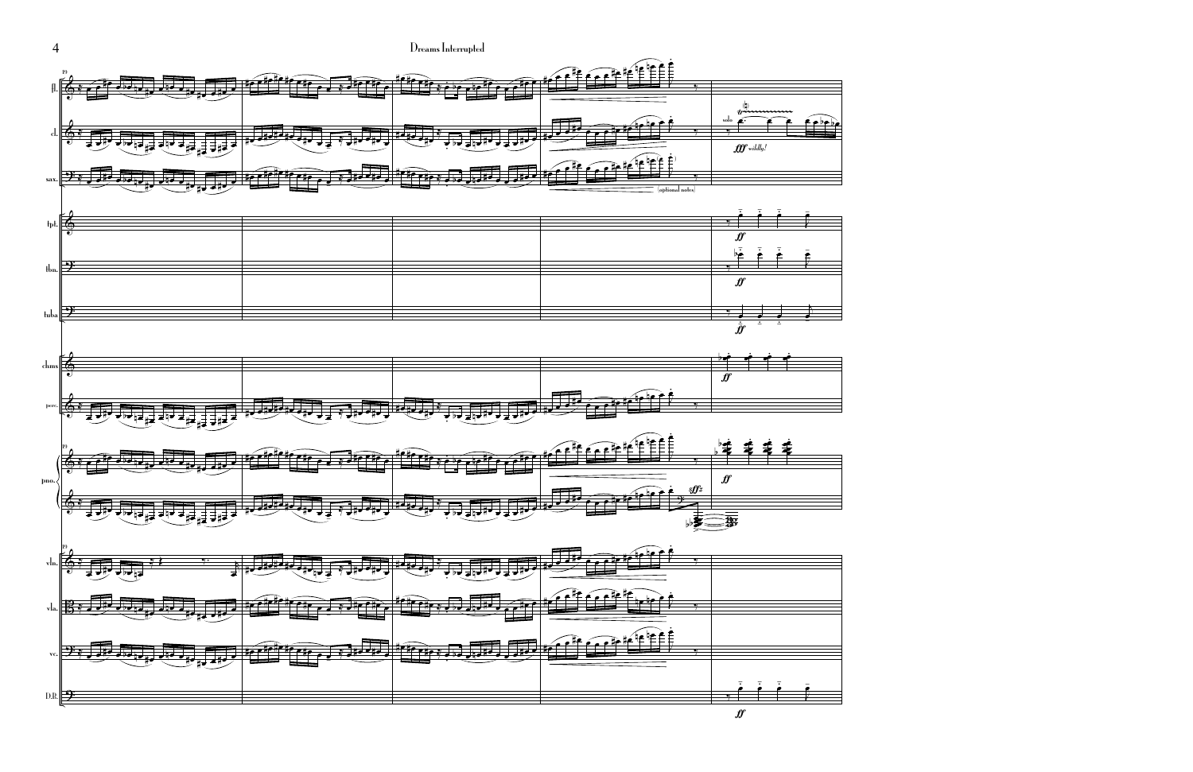fl.

cl.

sax.

(optional notes)

solo

*fff wildly!*

tpt.

tbn.

tuba

chms

perc

pno.

vln.

vla.

vc.

D.B.

*ff*

*sffz*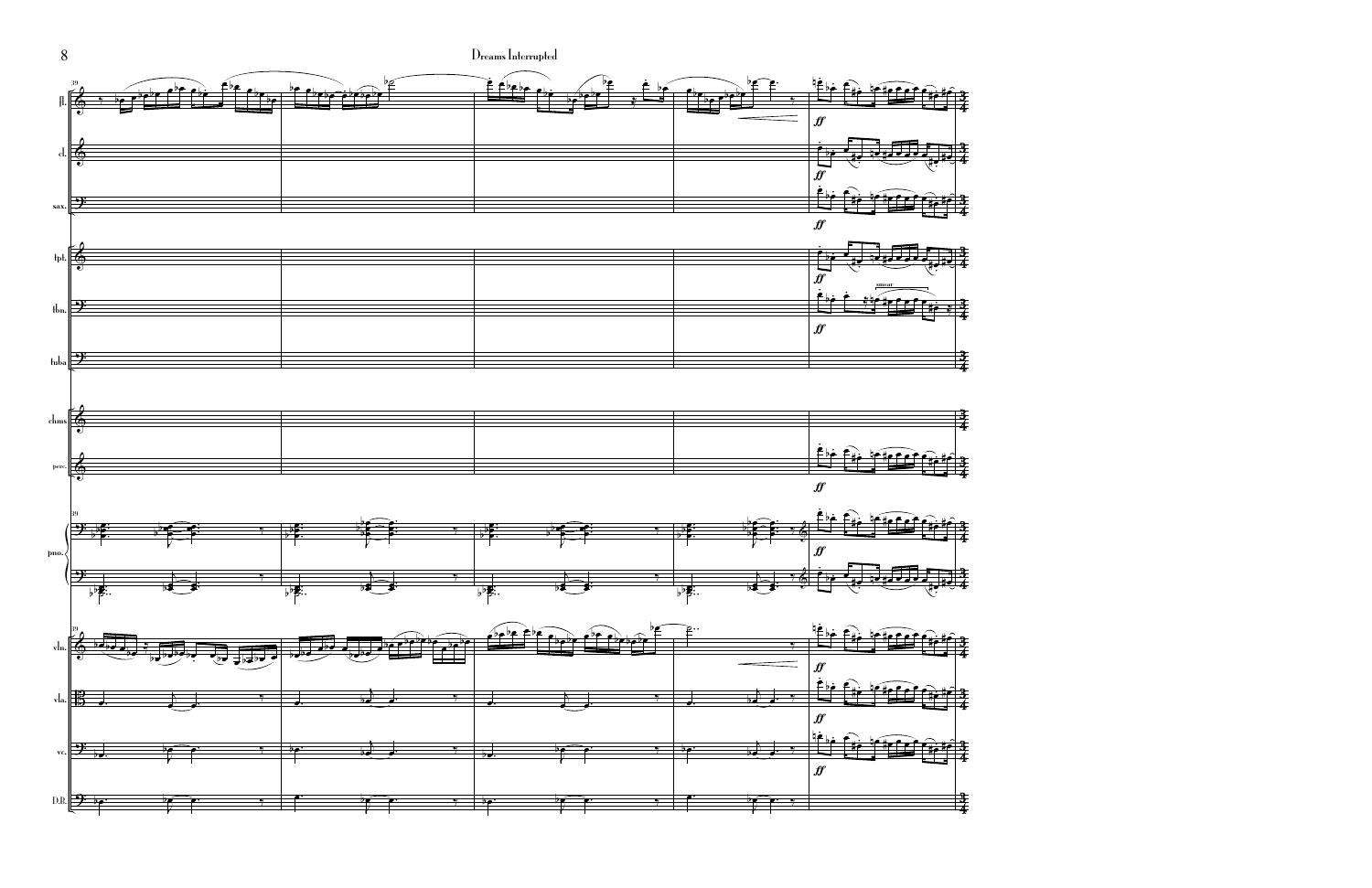fl.

cl.

sax.

tpt.

tbn.

tuba

chms

perc

pno.

vln.

vla.

vc.

D.B.

*ff*

smear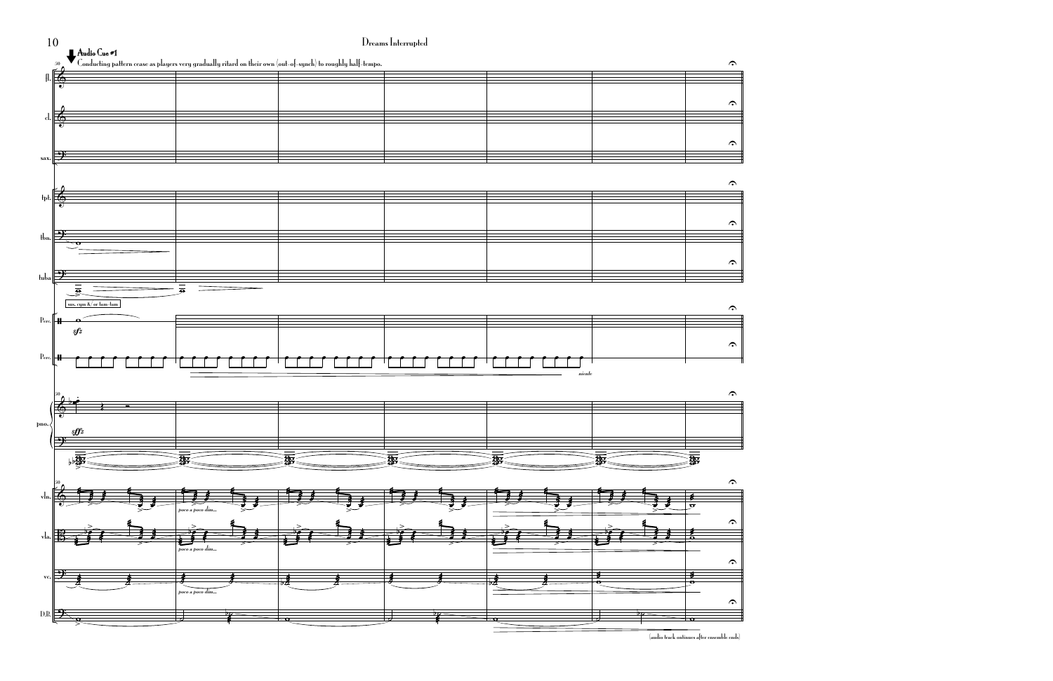**Audio Cue #1**

Conducting pattern cease as players very gradually ritard on their own (out-of-synch) to roughly half-tempo.

sus. cym &/ or tam-tam

*sfz*

*niente*

*sffz*

*poco a poco dim...*

(audio track continues after ensemble ends)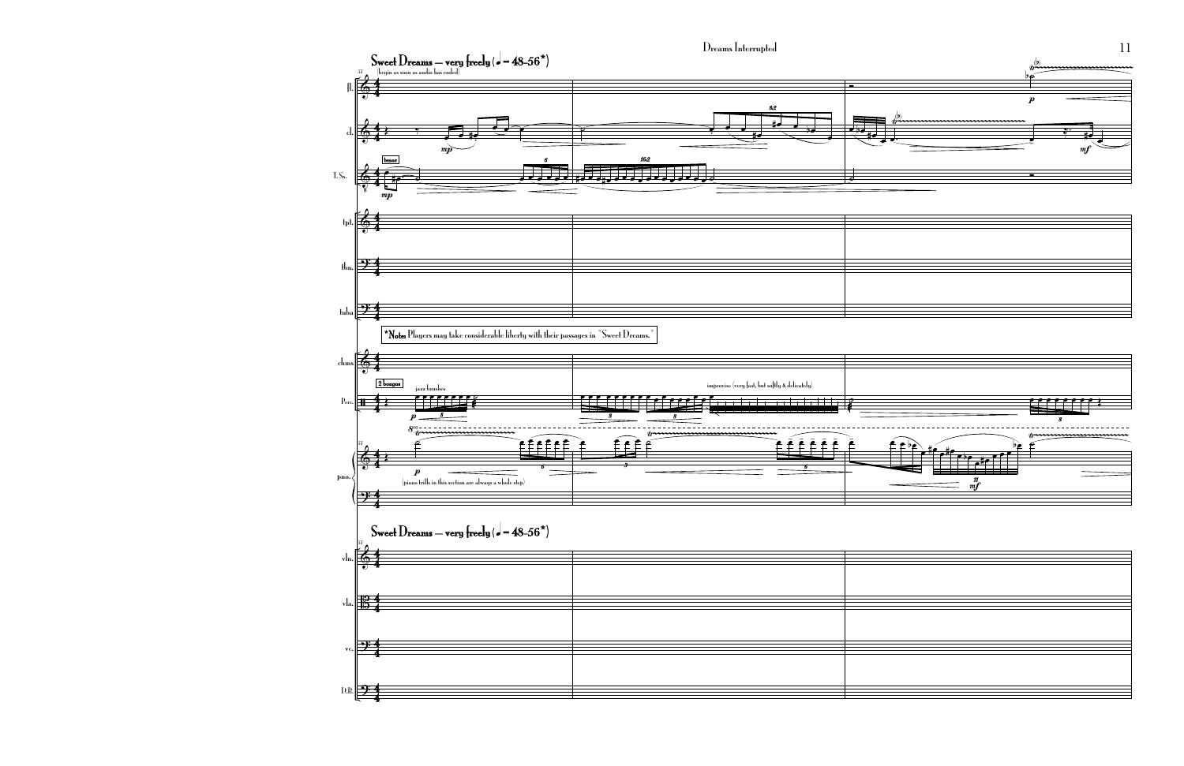**Sweet Dreams — very freely (♩= 48-56*)**

(begin as soon as audio has ended)

*Note: Players may take considerable liberty with their passages in "Sweet Dreams."

2 bongos — jazz brushes

improvise (very fast, but softly & delicately)

(piano trills in this section are always a whole step)

**Sweet Dreams — very freely (♩= 48-56*)**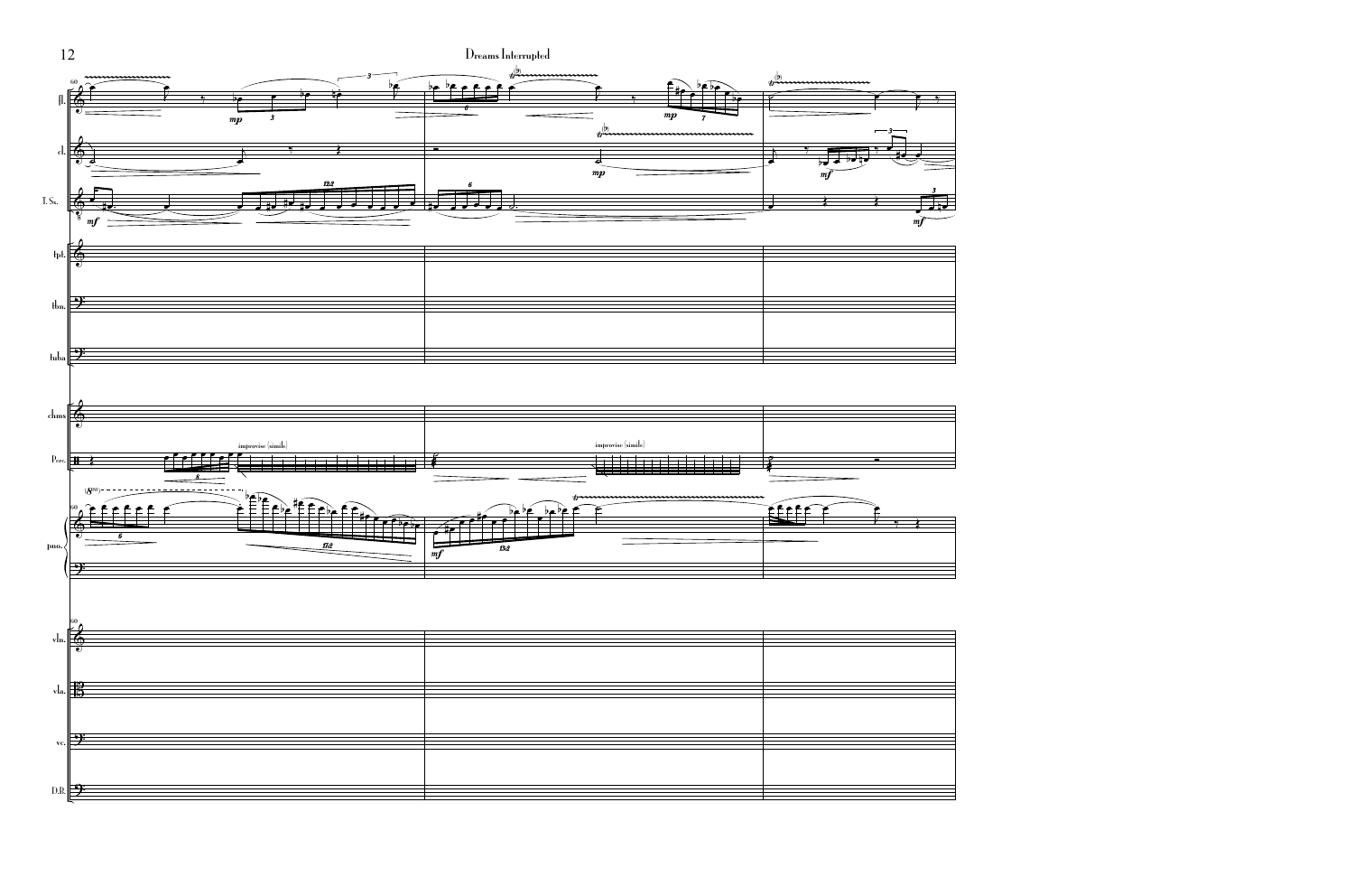fl.

cl.

T. Sx.

tpt.

tbn.

tuba

chms

Perc.

improvise (simile)

improvise (simile)

pno.

vln.

vla.

vc.

D.B.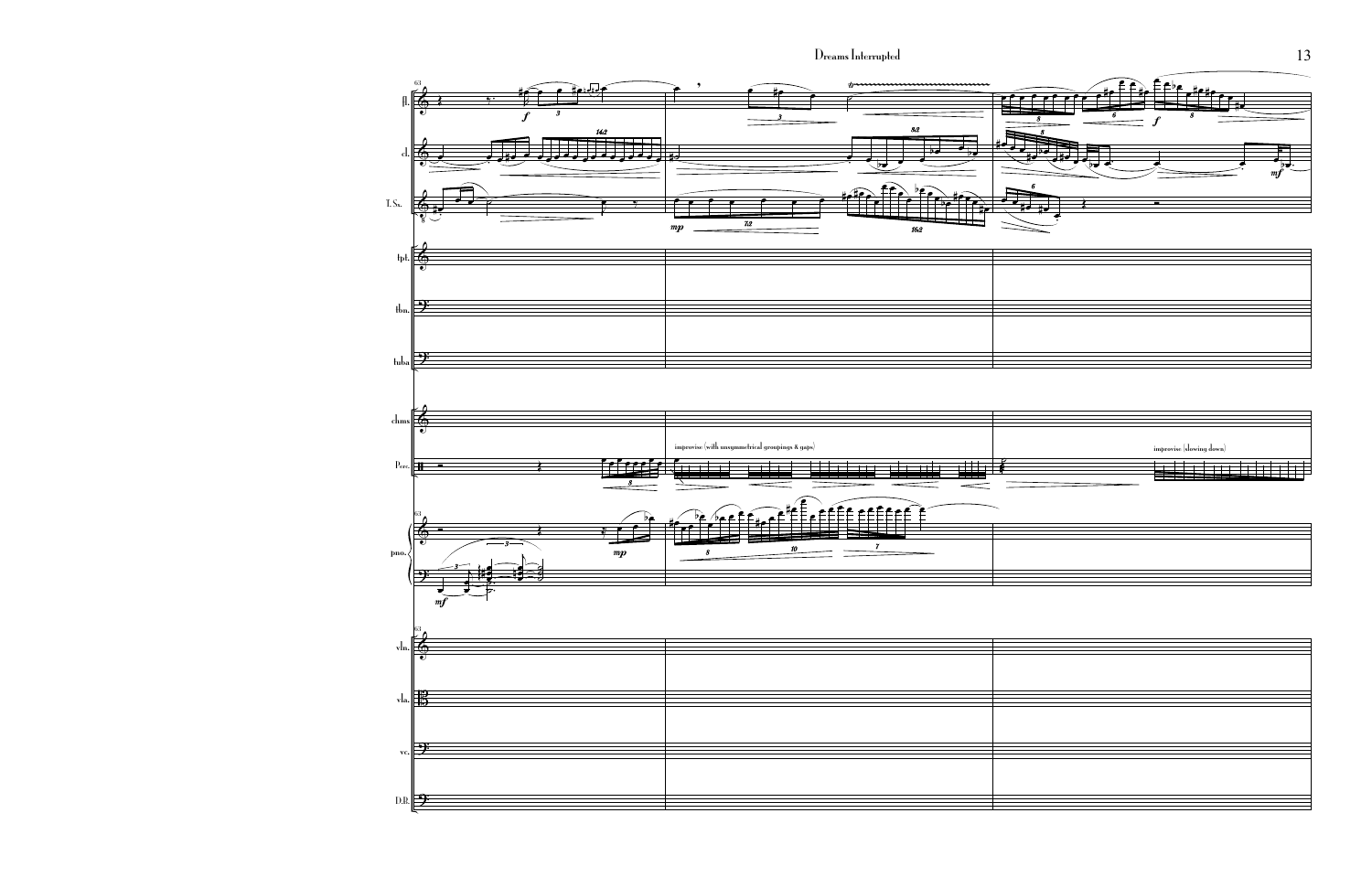improvise (with unsymmetrical groupings & gaps)

improvise (slowing down)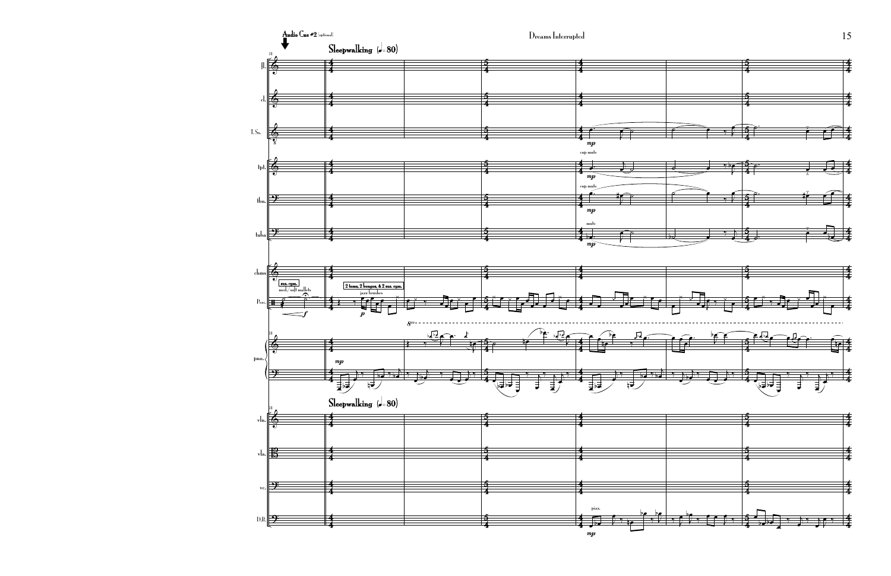**Audio Cue #2** (optional)

**Sleepwalking** (♩= 80)

fl.

cl.

T. Sx.

tpt.

tbn.

tuba

chms.

Perc.

pno.

vln.

vla.

vc.

D.B.

sus. cym.
med./soft mallets

2 toms, 2 bongos, & 2 sus. cym.
jazz brushes

cup mute

mute

pizz.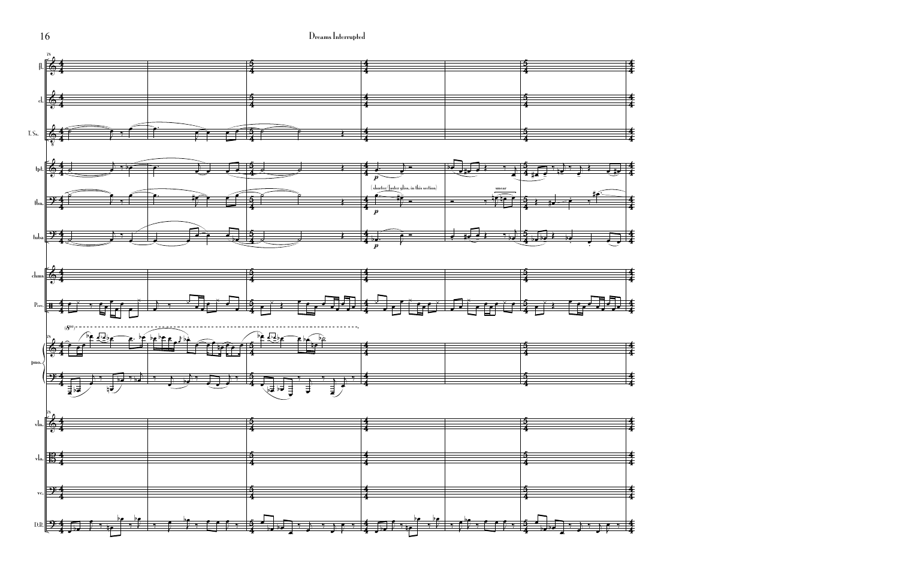78

fl.

cl.

T. Sx.

tpt.

tbn.

tuba

chms.

Perc.

pno.

vln.

vla.

vc.

D.B.

(8va)

p

(shorter/faster gliss. in this section)

smear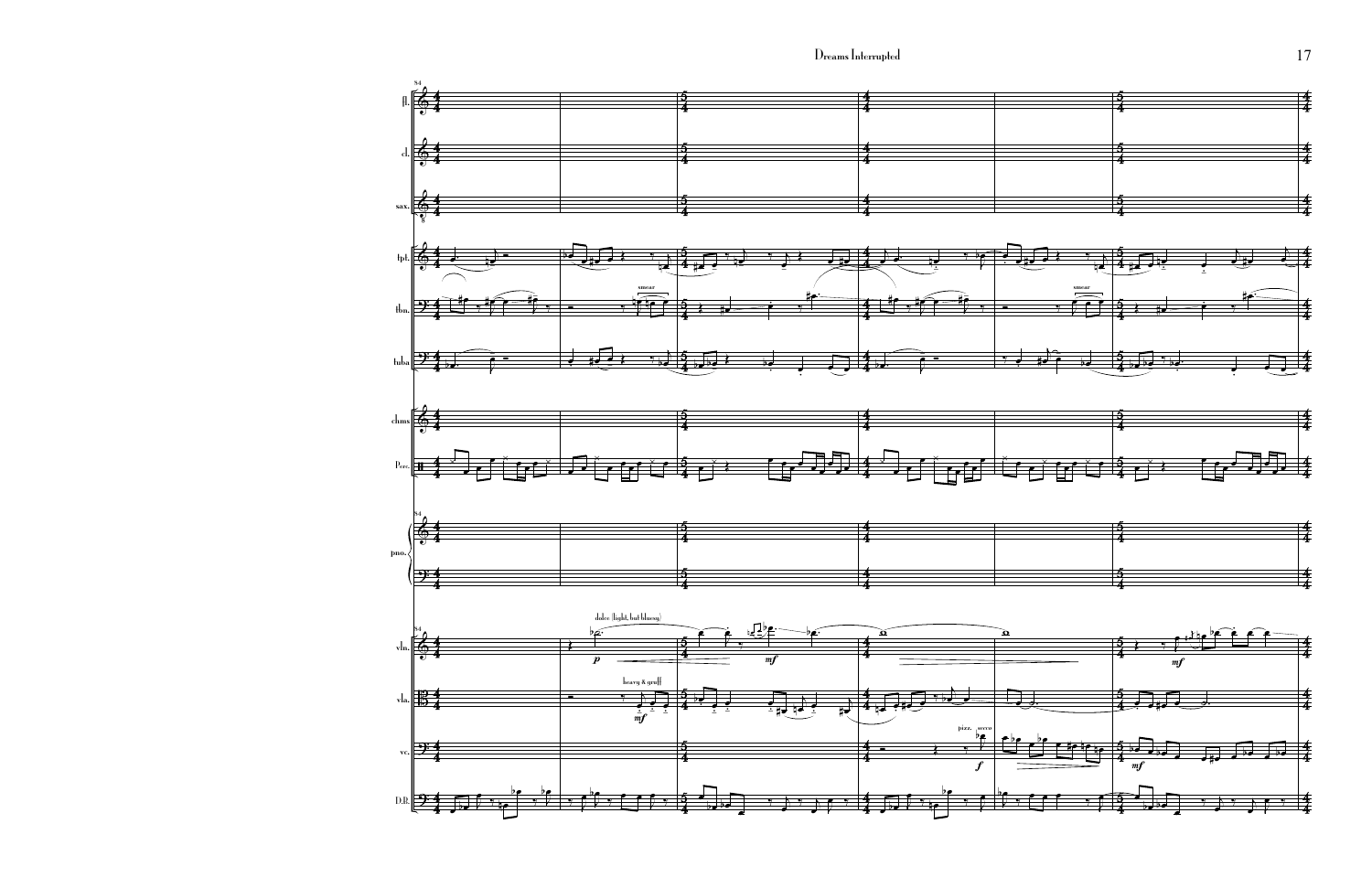84

fl.

cl.

sax.

tpt.

tbn.

smear

tuba

chms.

Perc.

pno.

vln.

dolce (light, but bluesy)

*p*

*mf*

vla.

heavy & gruff

*mf*

vc.

pizz. secco

*f*

*mf*

D.B.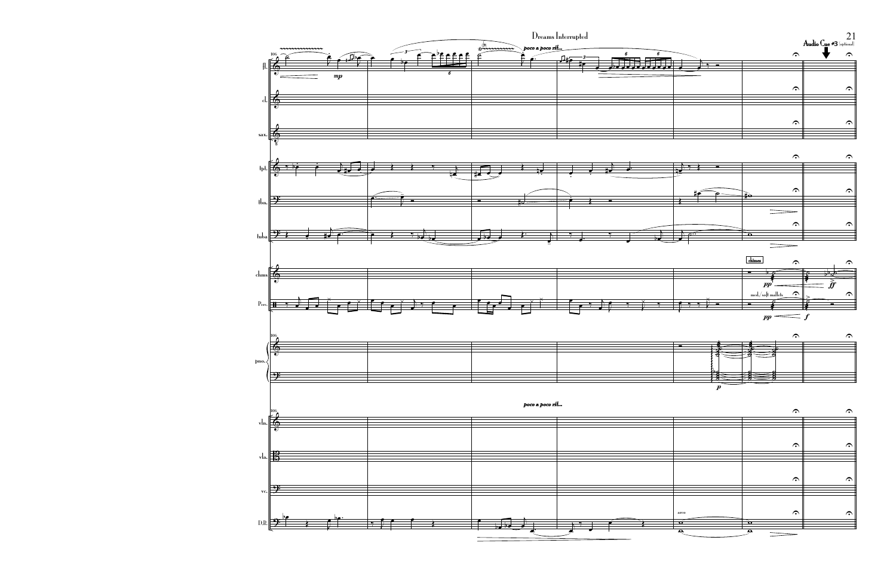Audio Cue #3 (optional)

fl.

cl.

sax.

tpt.

tbn.

tuba

chms

Perc.

pno.

vln.

vla.

vc.

D.B.

*poco a poco rit...*

*poco a poco rit...*

chimes

med./soft mallets

arco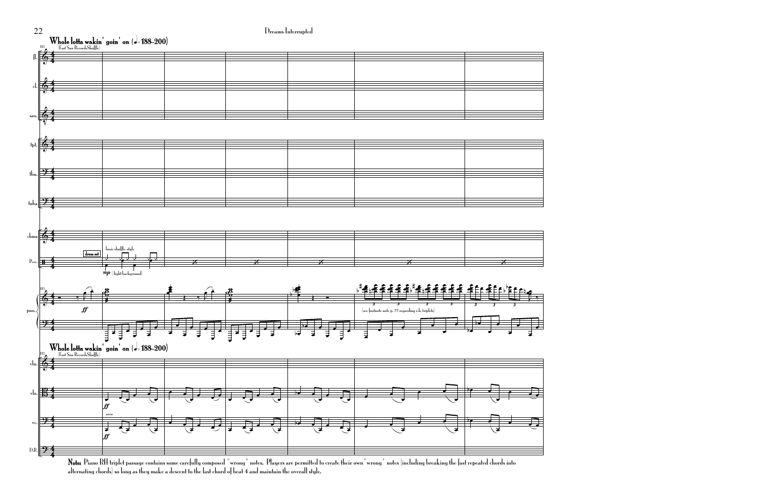## Whole lotta wakin' goin' on (♩= 188–200)

(Fast Sun Records Shuffle)

**Note:** Piano RH triplet passage contains some carefully composed "wrong" notes. Players are permitted to create their own "wrong" notes (including breaking the fast repeated chords into alternating chords) so long as they make a descent to the last chord of beat 4 and maintain the overall style.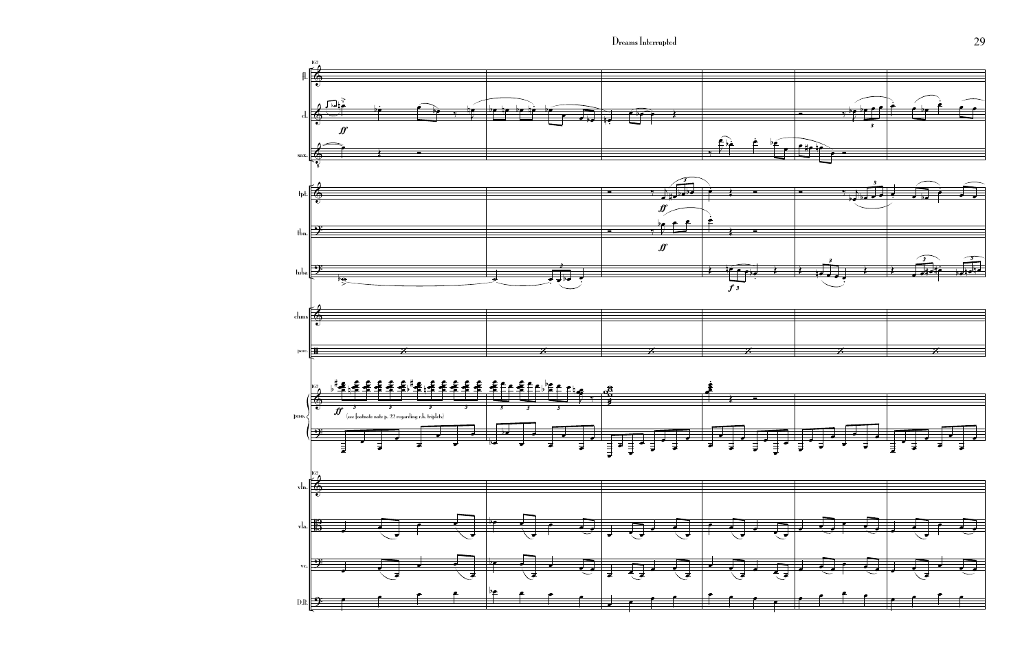(see footnote note p. 22 regarding r.h. triplets)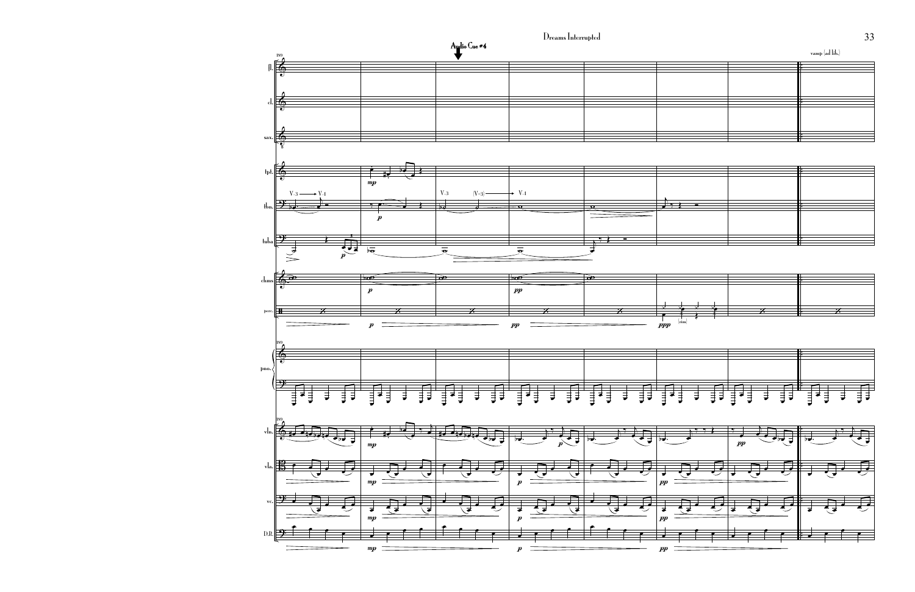Audio Cue #4

vamp (ad lib.)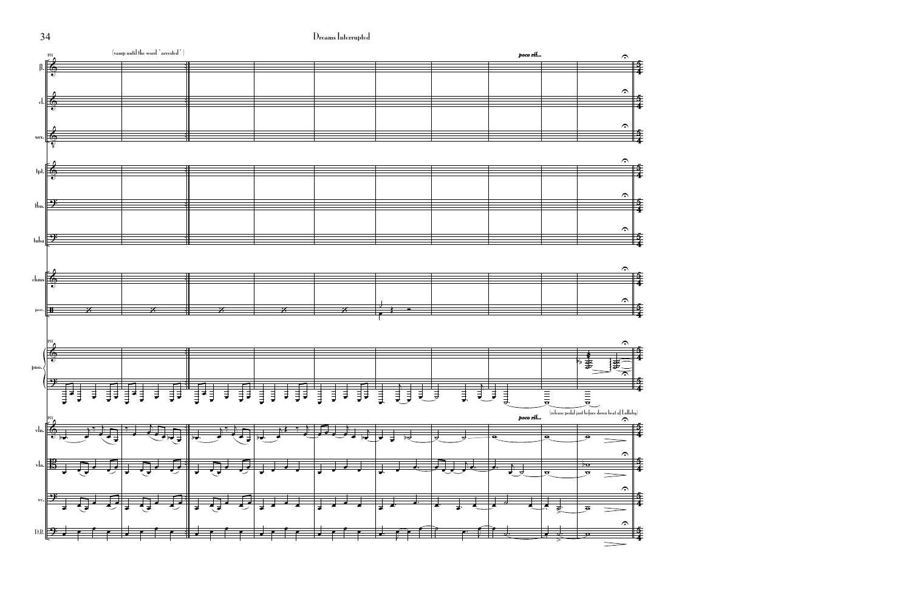(vamp until the word "arrested")

*poco rit...*

(release pedal just before down beat of Lullaby)

*poco rit...*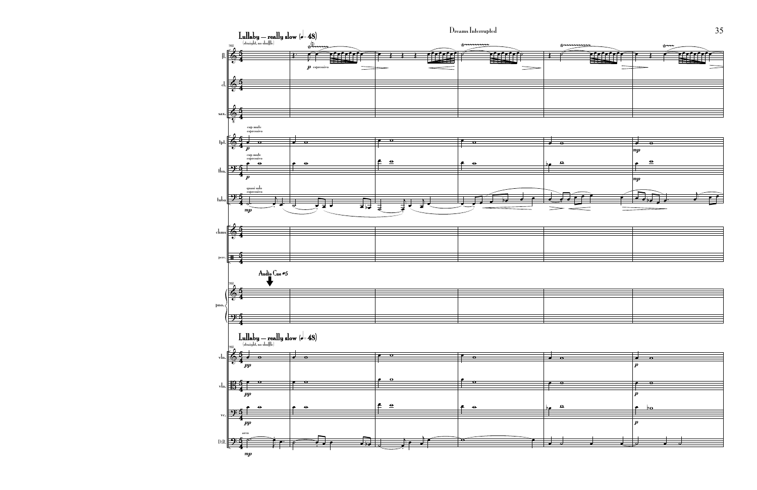**Lullaby — really slow (♩= 48)**

(straight, no shuffle)

fl. — *p* espressivo

tpt. — cup mute espressivo — *p* — *mp*

tbn. — cup mute espressivo — *p* — *mp*

tuba — quasi solo espressivo — *mp*

chms.

perc.

**Audio Cue #5**

pno.

**Lullaby — really slow (♩= 48)**

(straight, no shuffle)

vln. — *pp* — *p*

vla. — *pp* — *p*

vc. — *pp* — *p*

D.B. — arco — *mp*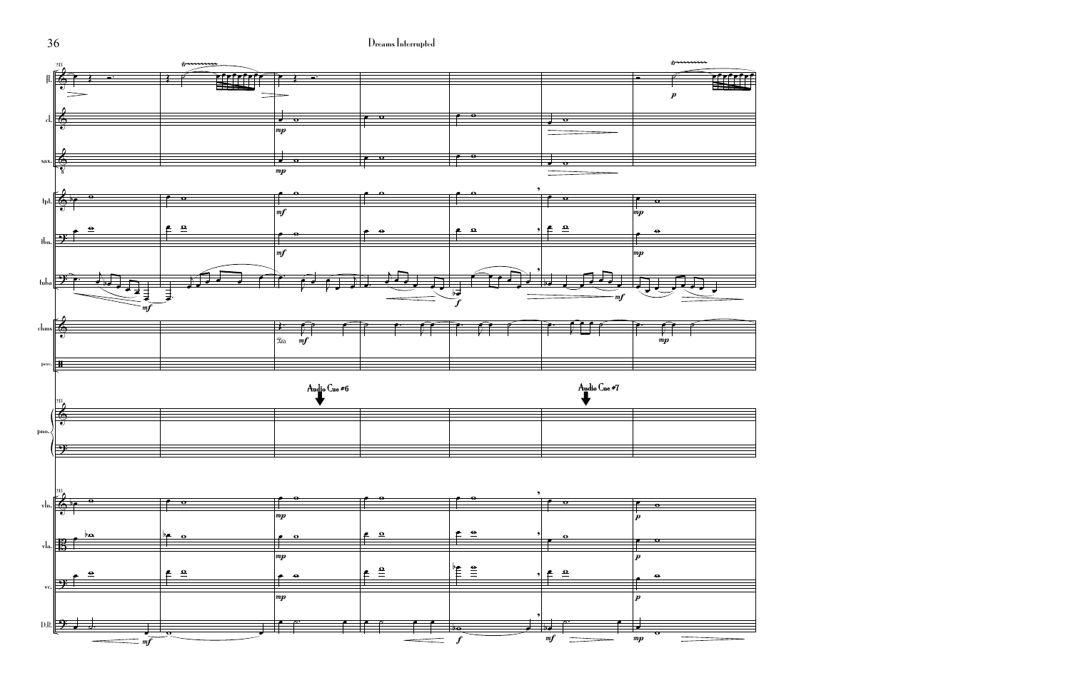Audio Cue #6

Audio Cue #7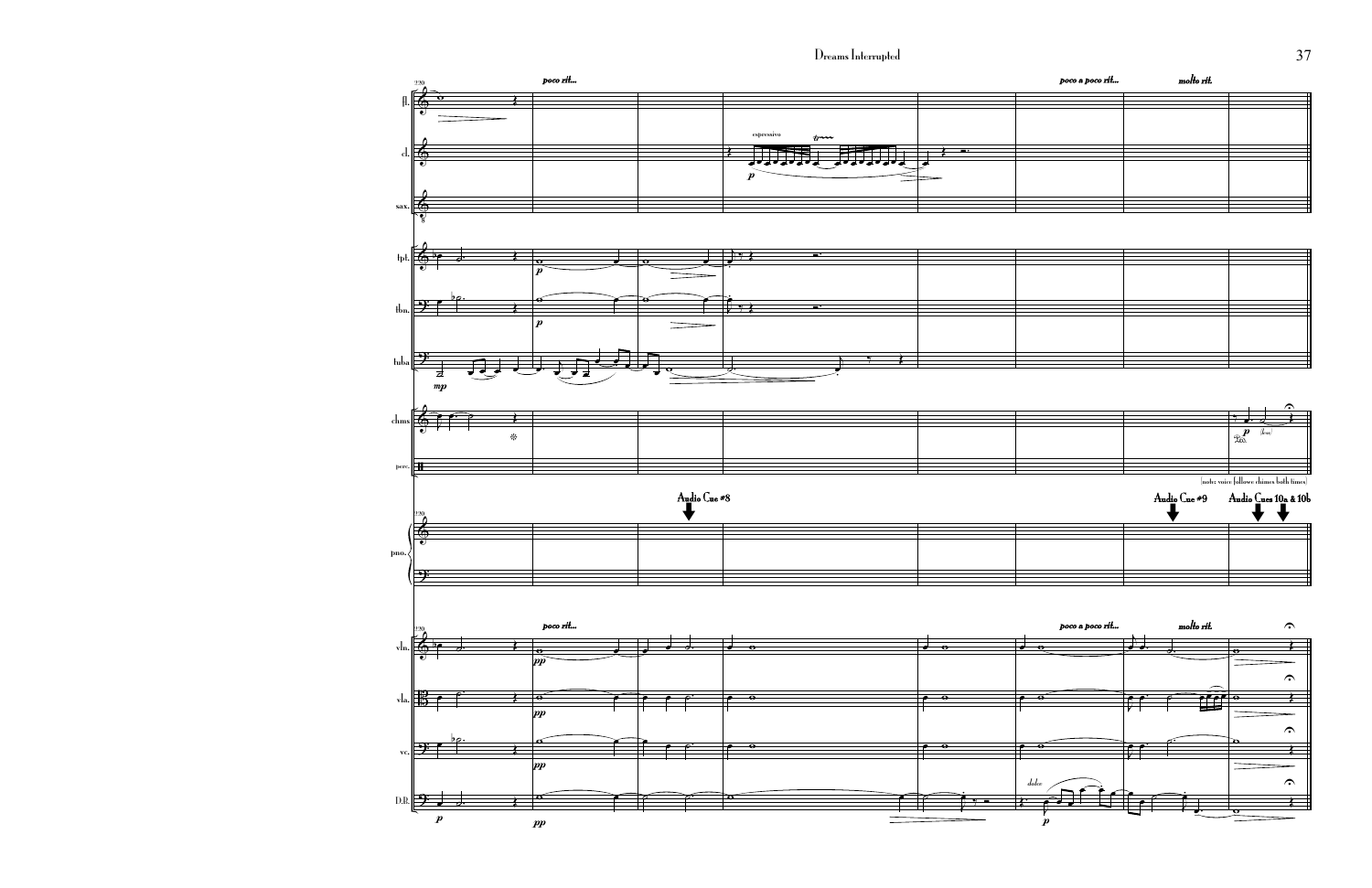220

poco rit...

poco a poco rit...

molto rit.

fl.

cl.

espressivo

*p*

sax.

tpt.

*p*

tbn.

*p*

tuba

*mp*

chms.

*p* (l.v.)

perc.

(note: voice follows chimes both times)

Audio Cue #8

Audio Cue #9

Audio Cues 10a & 10b

pno.

vln.

*pp*

vla.

*pp*

vc.

*pp*

D.B.

*p*

*pp*

dolce

*p*